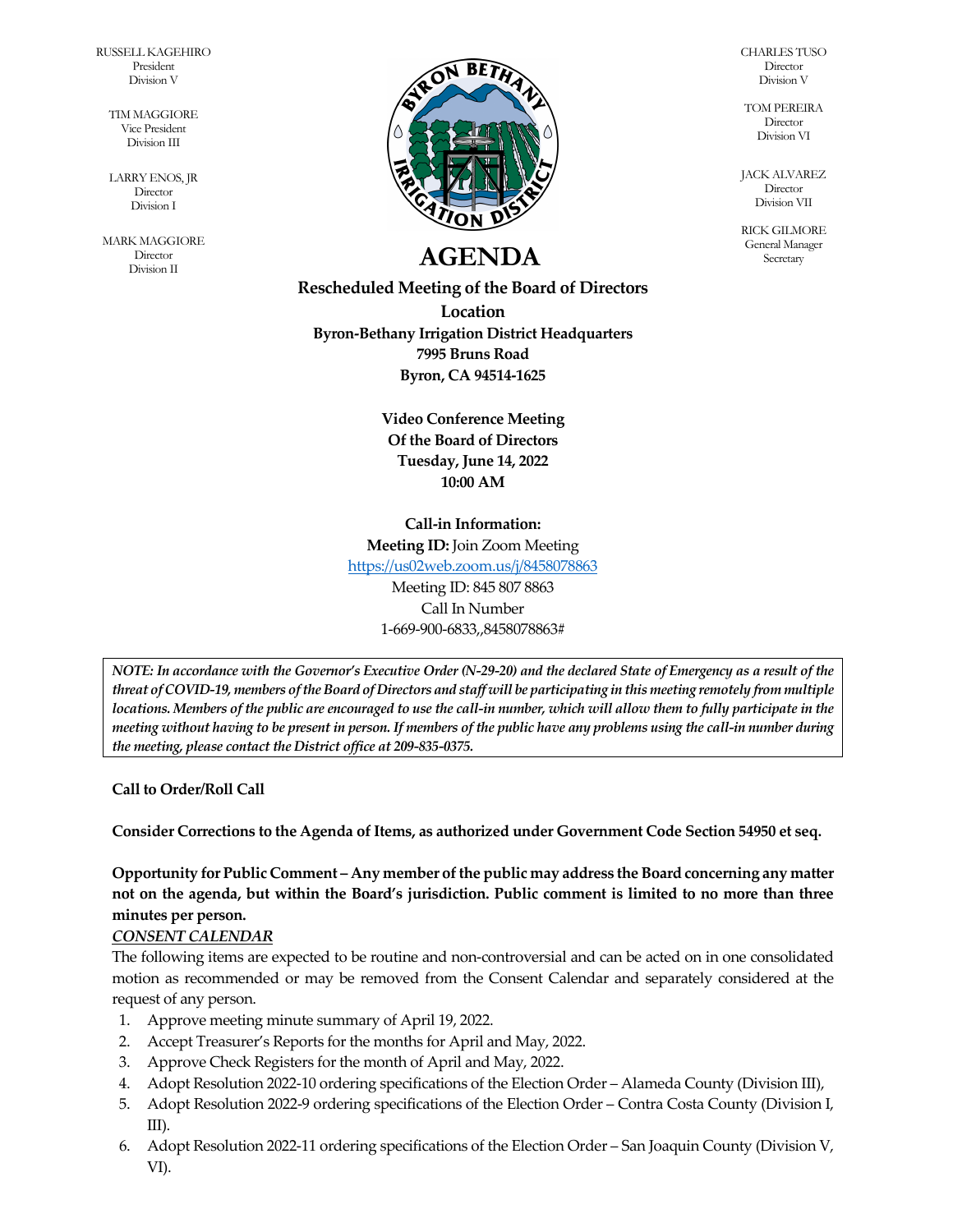RUSSELL KAGEHIRO
President
Division V

TIM MAGGIORE
Vice President
Division III

LARRY ENOS, JR
Director
Division I

MARK MAGGIORE
Director
Division II

CHARLES TUSO
Director
Division V

TOM PEREIRA
Director
Division VI

JACK ALVAREZ
Director
Division VII

RICK GILMORE
General Manager
Secretary

# AGENDA

**Rescheduled Meeting of the Board of Directors**
**Location**
**Byron-Bethany Irrigation District Headquarters**
**7995 Bruns Road**
**Byron, CA 94514-1625**

**Video Conference Meeting**
**Of the Board of Directors**
**Tuesday, June 14, 2022**
**10:00 AM**

**Call-in Information:**
**Meeting ID:** Join Zoom Meeting
https://us02web.zoom.us/j/8458078863
Meeting ID: 845 807 8863
Call In Number
1-669-900-6833,,8458078863#

***NOTE: In accordance with the Governor's Executive Order (N-29-20) and the declared State of Emergency as a result of the threat of COVID-19, members of the Board of Directors and staff will be participating in this meeting remotely from multiple locations. Members of the public are encouraged to use the call-in number, which will allow them to fully participate in the meeting without having to be present in person. If members of the public have any problems using the call-in number during the meeting, please contact the District office at 209-835-0375.***

**Call to Order/Roll Call**

**Consider Corrections to the Agenda of Items, as authorized under Government Code Section 54950 et seq.**

**Opportunity for Public Comment – Any member of the public may address the Board concerning any matter not on the agenda, but within the Board's jurisdiction. Public comment is limited to no more than three minutes per person.**

***CONSENT CALENDAR***

The following items are expected to be routine and non-controversial and can be acted on in one consolidated motion as recommended or may be removed from the Consent Calendar and separately considered at the request of any person.

1. Approve meeting minute summary of April 19, 2022.
2. Accept Treasurer's Reports for the months for April and May, 2022.
3. Approve Check Registers for the month of April and May, 2022.
4. Adopt Resolution 2022-10 ordering specifications of the Election Order – Alameda County (Division III),
5. Adopt Resolution 2022-9 ordering specifications of the Election Order – Contra Costa County (Division I, III).
6. Adopt Resolution 2022-11 ordering specifications of the Election Order – San Joaquin County (Division V, VI).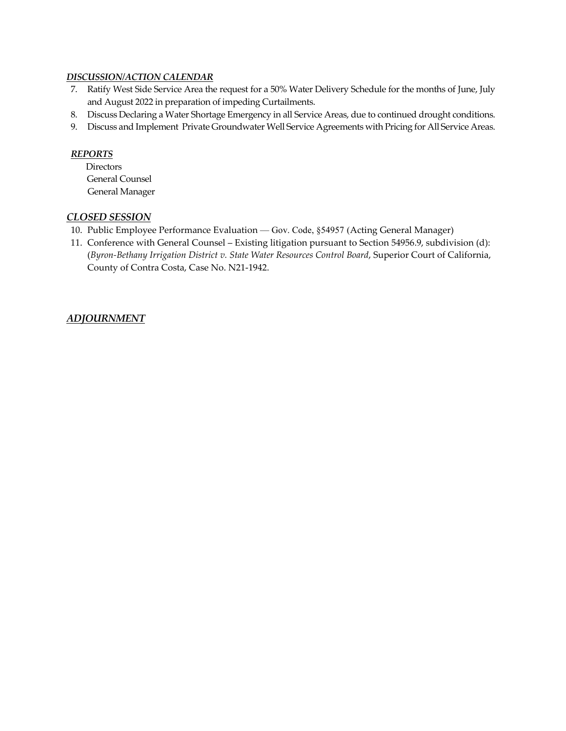***DISCUSSION/ACTION CALENDAR***

7. Ratify West Side Service Area the request for a 50% Water Delivery Schedule for the months of June, July and August 2022 in preparation of impeding Curtailments.
8. Discuss Declaring a Water Shortage Emergency in all Service Areas, due to continued drought conditions.
9. Discuss and Implement Private Groundwater Well Service Agreements with Pricing for All Service Areas.

***REPORTS***

Directors
General Counsel
General Manager

***CLOSED SESSION***

10. Public Employee Performance Evaluation — Gov. Code, §54957 (Acting General Manager)
11. Conference with General Counsel – Existing litigation pursuant to Section 54956.9, subdivision (d): (*Byron-Bethany Irrigation District v. State Water Resources Control Board*, Superior Court of California, County of Contra Costa, Case No. N21-1942.

***ADJOURNMENT***